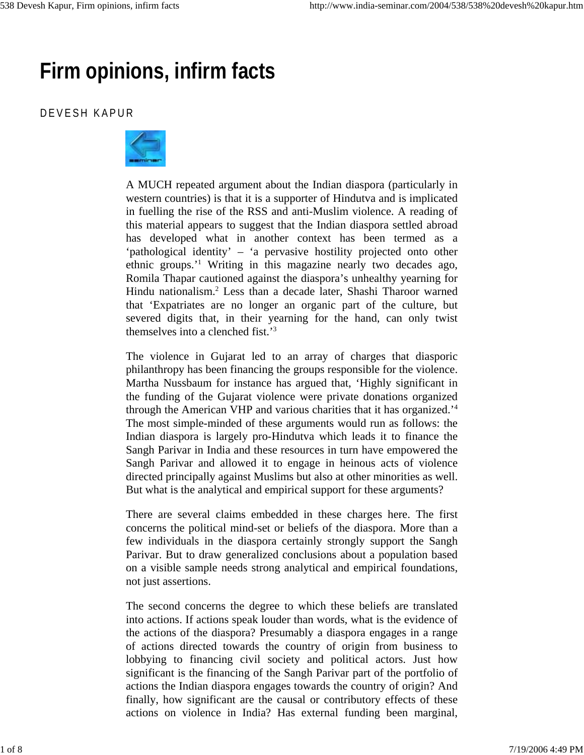# Firm opinions, infirm facts

DEVESH KAPUR

A MUCH repeated argument about the Indian diaspora (particularly in western countries) is that it is a supporter of Hindutva and is implicated in fuelling the rise of the RSS and anti-Muslim violence. A reading of this material appears to suggest that the Indian diaspora settled abroad has developed what in another context has been termed as a 'pathological identity' – 'a pervasive hostility projected onto other ethnic groups.'[1] Writing in this magazine nearly two decades ago, Romila Thapar cautioned against the diaspora's unhealthy yearning for Hindu nationalism.[2] Less than a decade later, Shashi Tharoor warned that 'Expatriates are no longer an organic part of the culture, but severed digits that, in their yearning for the hand, can only twist themselves into a clenched fist.'[3]

The violence in Gujarat led to an array of charges that diasporic philanthropy has been financing the groups responsible for the violence. Martha Nussbaum for instance has argued that, 'Highly significant in the funding of the Gujarat violence were private donations organized through the American VHP and various charities that it has organized.'[4] The most simple-minded of these arguments would run as follows: the Indian diaspora is largely pro-Hindutva which leads it to finance the Sangh Parivar in India and these resources in turn have empowered the Sangh Parivar and allowed it to engage in heinous acts of violence directed principally against Muslims but also at other minorities as well. But what is the analytical and empirical support for these arguments?

There are several claims embedded in these charges here. The first concerns the political mind-set or beliefs of the diaspora. More than a few individuals in the diaspora certainly strongly support the Sangh Parivar. But to draw generalized conclusions about a population based on a visible sample needs strong analytical and empirical foundations, not just assertions.

The second concerns the degree to which these beliefs are translated into actions. If actions speak louder than words, what is the evidence of the actions of the diaspora? Presumably a diaspora engages in a range of actions directed towards the country of origin from business to lobbying to financing civil society and political actors. Just how significant is the financing of the Sangh Parivar part of the portfolio of actions the Indian diaspora engages towards the country of origin? And finally, how significant are the causal or contributory effects of these actions on violence in India? Has external funding been marginal,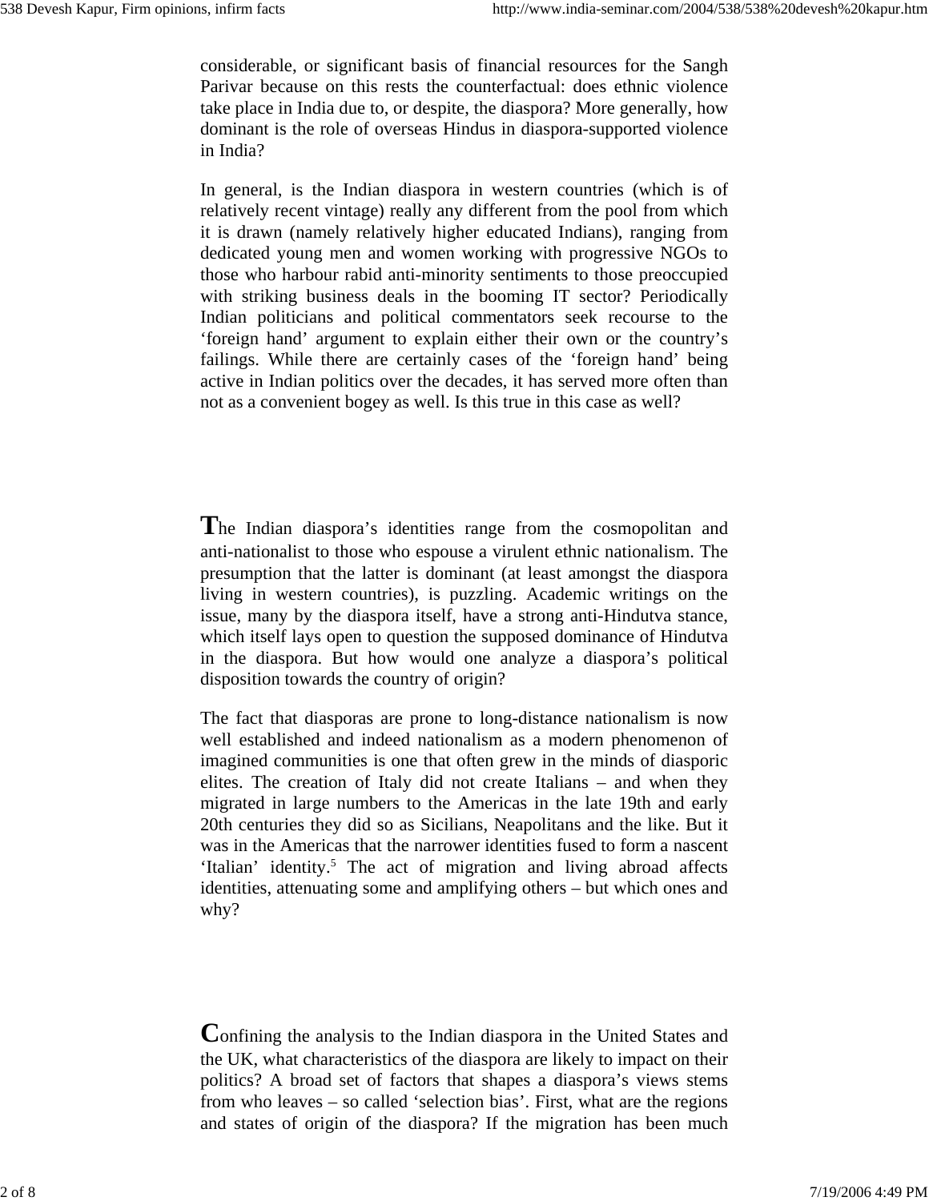considerable, or significant basis of financial resources for the Sangh Parivar because on this rests the counterfactual: does ethnic violence take place in India due to, or despite, the diaspora? More generally, how dominant is the role of overseas Hindus in diaspora-supported violence in India?

In general, is the Indian diaspora in western countries (which is of relatively recent vintage) really any different from the pool from which it is drawn (namely relatively higher educated Indians), ranging from dedicated young men and women working with progressive NGOs to those who harbour rabid anti-minority sentiments to those preoccupied with striking business deals in the booming IT sector? Periodically Indian politicians and political commentators seek recourse to the 'foreign hand' argument to explain either their own or the country's failings. While there are certainly cases of the 'foreign hand' being active in Indian politics over the decades, it has served more often than not as a convenient bogey as well. Is this true in this case as well?

The Indian diaspora's identities range from the cosmopolitan and anti-nationalist to those who espouse a virulent ethnic nationalism. The presumption that the latter is dominant (at least amongst the diaspora living in western countries), is puzzling. Academic writings on the issue, many by the diaspora itself, have a strong anti-Hindutva stance, which itself lays open to question the supposed dominance of Hindutva in the diaspora. But how would one analyze a diaspora's political disposition towards the country of origin?

The fact that diasporas are prone to long-distance nationalism is now well established and indeed nationalism as a modern phenomenon of imagined communities is one that often grew in the minds of diasporic elites. The creation of Italy did not create Italians – and when they migrated in large numbers to the Americas in the late 19th and early 20th centuries they did so as Sicilians, Neapolitans and the like. But it was in the Americas that the narrower identities fused to form a nascent 'Italian' identity.[5] The act of migration and living abroad affects identities, attenuating some and amplifying others – but which ones and why?

Confining the analysis to the Indian diaspora in the United States and the UK, what characteristics of the diaspora are likely to impact on their politics? A broad set of factors that shapes a diaspora's views stems from who leaves – so called 'selection bias'. First, what are the regions and states of origin of the diaspora? If the migration has been much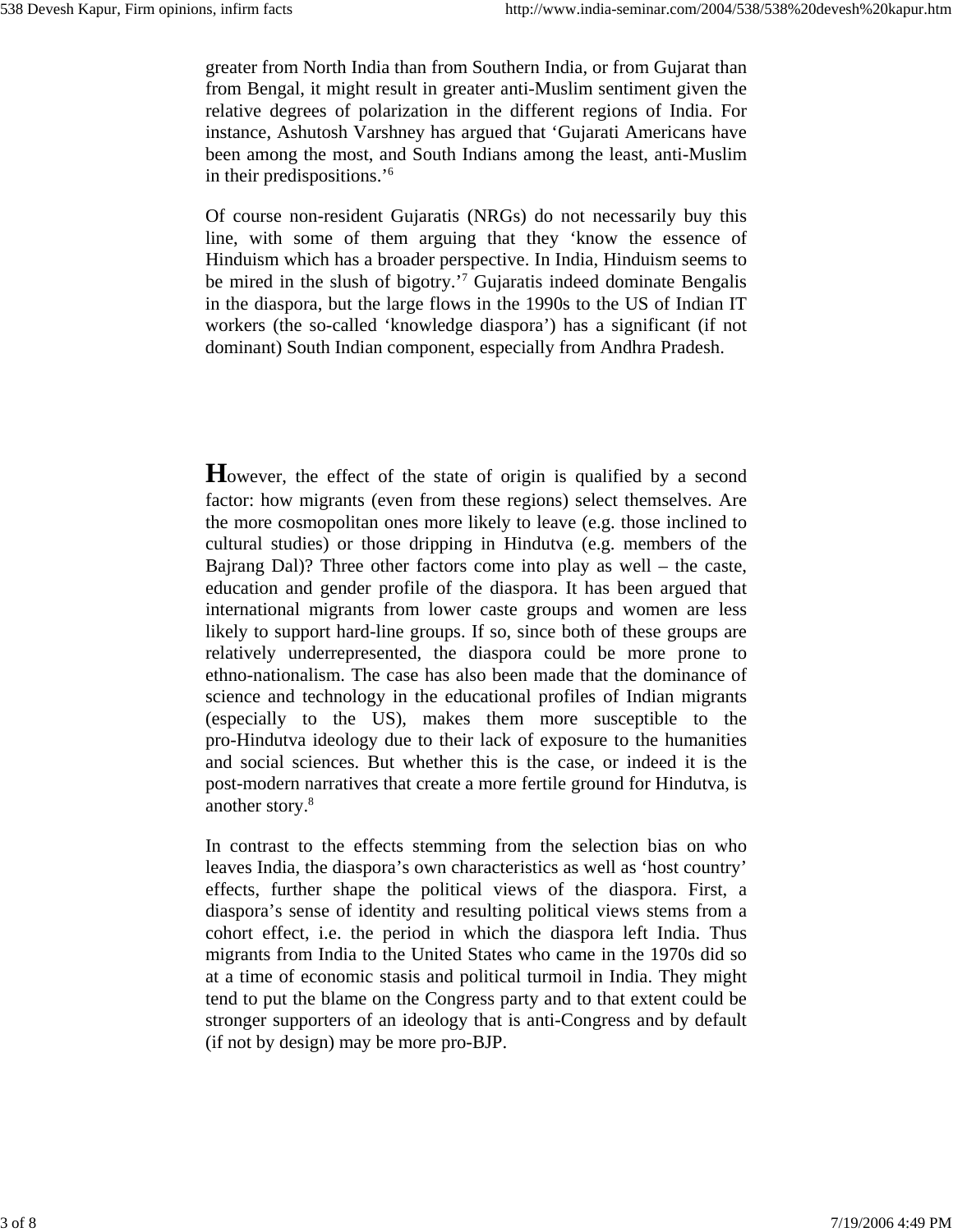greater from North India than from Southern India, or from Gujarat than from Bengal, it might result in greater anti-Muslim sentiment given the relative degrees of polarization in the different regions of India. For instance, Ashutosh Varshney has argued that 'Gujarati Americans have been among the most, and South Indians among the least, anti-Muslim in their predispositions.'[6]

Of course non-resident Gujaratis (NRGs) do not necessarily buy this line, with some of them arguing that they 'know the essence of Hinduism which has a broader perspective. In India, Hinduism seems to be mired in the slush of bigotry.'[7] Gujaratis indeed dominate Bengalis in the diaspora, but the large flows in the 1990s to the US of Indian IT workers (the so-called 'knowledge diaspora') has a significant (if not dominant) South Indian component, especially from Andhra Pradesh.

However, the effect of the state of origin is qualified by a second factor: how migrants (even from these regions) select themselves. Are the more cosmopolitan ones more likely to leave (e.g. those inclined to cultural studies) or those dripping in Hindutva (e.g. members of the Bajrang Dal)? Three other factors come into play as well – the caste, education and gender profile of the diaspora. It has been argued that international migrants from lower caste groups and women are less likely to support hard-line groups. If so, since both of these groups are relatively underrepresented, the diaspora could be more prone to ethno-nationalism. The case has also been made that the dominance of science and technology in the educational profiles of Indian migrants (especially to the US), makes them more susceptible to the pro-Hindutva ideology due to their lack of exposure to the humanities and social sciences. But whether this is the case, or indeed it is the post-modern narratives that create a more fertile ground for Hindutva, is another story.[8]

In contrast to the effects stemming from the selection bias on who leaves India, the diaspora's own characteristics as well as 'host country' effects, further shape the political views of the diaspora. First, a diaspora's sense of identity and resulting political views stems from a cohort effect, i.e. the period in which the diaspora left India. Thus migrants from India to the United States who came in the 1970s did so at a time of economic stasis and political turmoil in India. They might tend to put the blame on the Congress party and to that extent could be stronger supporters of an ideology that is anti-Congress and by default (if not by design) may be more pro-BJP.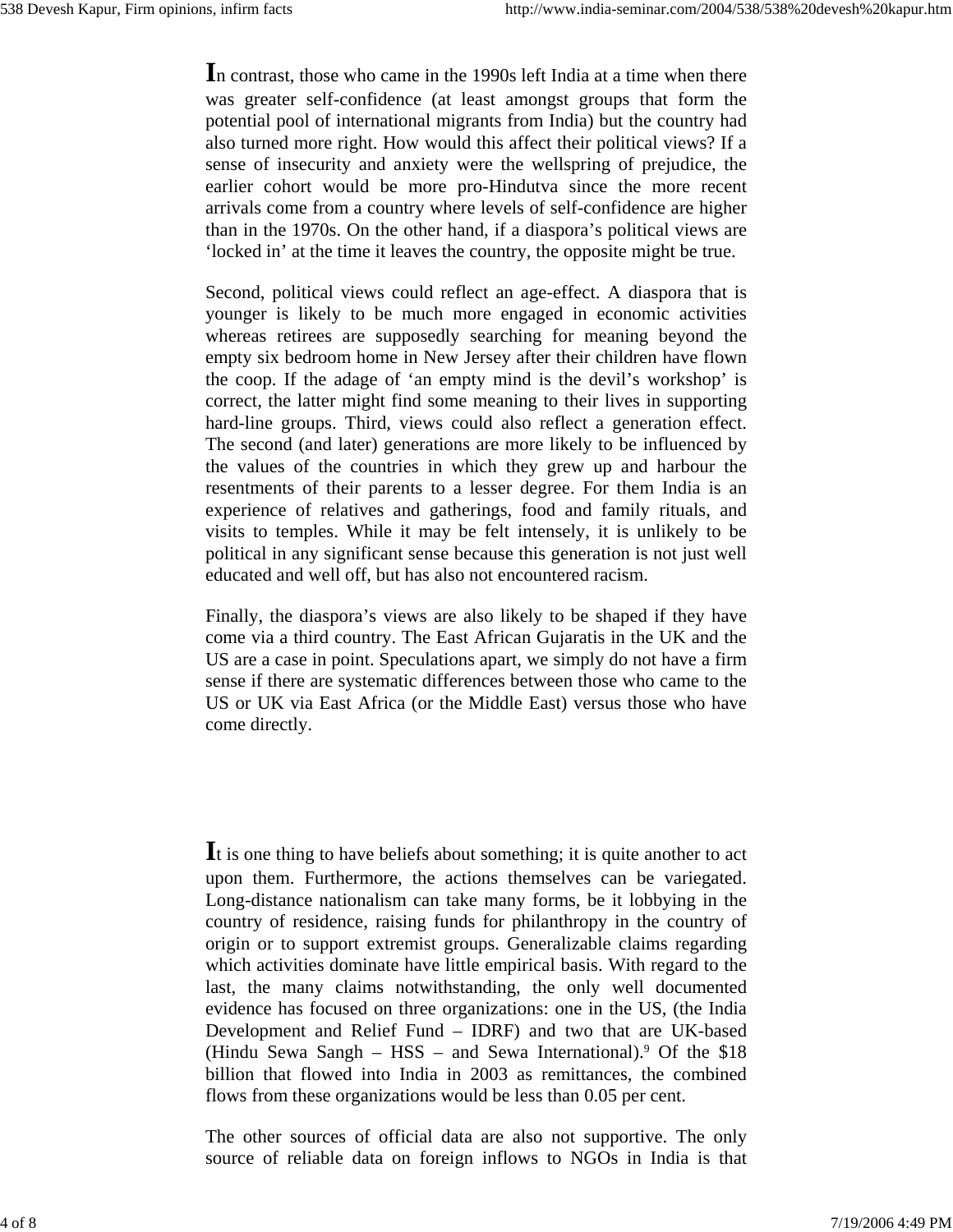In contrast, those who came in the 1990s left India at a time when there was greater self-confidence (at least amongst groups that form the potential pool of international migrants from India) but the country had also turned more right. How would this affect their political views? If a sense of insecurity and anxiety were the wellspring of prejudice, the earlier cohort would be more pro-Hindutva since the more recent arrivals come from a country where levels of self-confidence are higher than in the 1970s. On the other hand, if a diaspora's political views are 'locked in' at the time it leaves the country, the opposite might be true.

Second, political views could reflect an age-effect. A diaspora that is younger is likely to be much more engaged in economic activities whereas retirees are supposedly searching for meaning beyond the empty six bedroom home in New Jersey after their children have flown the coop. If the adage of 'an empty mind is the devil's workshop' is correct, the latter might find some meaning to their lives in supporting hard-line groups. Third, views could also reflect a generation effect. The second (and later) generations are more likely to be influenced by the values of the countries in which they grew up and harbour the resentments of their parents to a lesser degree. For them India is an experience of relatives and gatherings, food and family rituals, and visits to temples. While it may be felt intensely, it is unlikely to be political in any significant sense because this generation is not just well educated and well off, but has also not encountered racism.

Finally, the diaspora's views are also likely to be shaped if they have come via a third country. The East African Gujaratis in the UK and the US are a case in point. Speculations apart, we simply do not have a firm sense if there are systematic differences between those who came to the US or UK via East Africa (or the Middle East) versus those who have come directly.

It is one thing to have beliefs about something; it is quite another to act upon them. Furthermore, the actions themselves can be variegated. Long-distance nationalism can take many forms, be it lobbying in the country of residence, raising funds for philanthropy in the country of origin or to support extremist groups. Generalizable claims regarding which activities dominate have little empirical basis. With regard to the last, the many claims notwithstanding, the only well documented evidence has focused on three organizations: one in the US, (the India Development and Relief Fund – IDRF) and two that are UK-based (Hindu Sewa Sangh – HSS – and Sewa International).[9] Of the $18 billion that flowed into India in 2003 as remittances, the combined flows from these organizations would be less than 0.05 per cent.

The other sources of official data are also not supportive. The only source of reliable data on foreign inflows to NGOs in India is that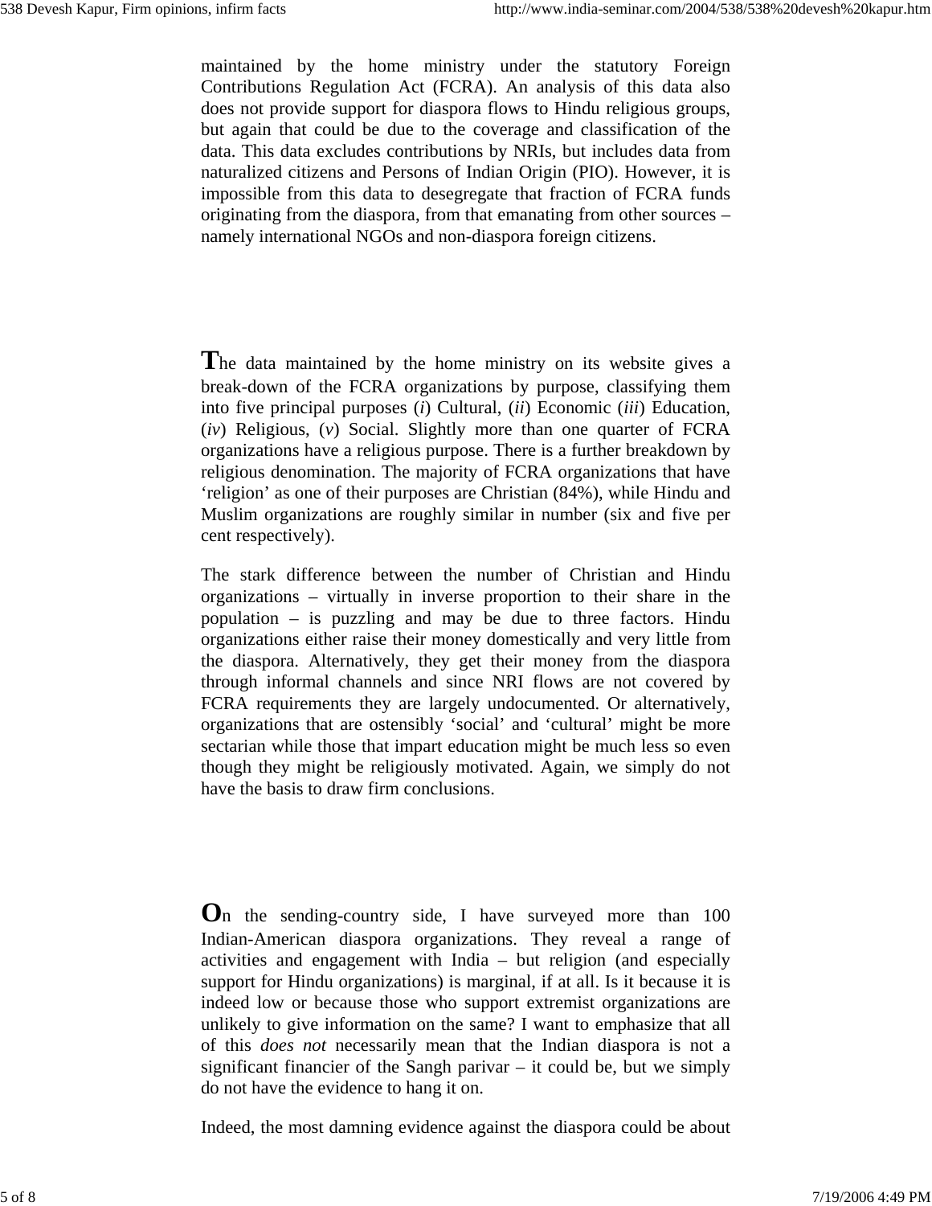maintained by the home ministry under the statutory Foreign Contributions Regulation Act (FCRA). An analysis of this data also does not provide support for diaspora flows to Hindu religious groups, but again that could be due to the coverage and classification of the data. This data excludes contributions by NRIs, but includes data from naturalized citizens and Persons of Indian Origin (PIO). However, it is impossible from this data to desegregate that fraction of FCRA funds originating from the diaspora, from that emanating from other sources – namely international NGOs and non-diaspora foreign citizens.

The data maintained by the home ministry on its website gives a break-down of the FCRA organizations by purpose, classifying them into five principal purposes (*i*) Cultural, (*ii*) Economic (*iii*) Education, (*iv*) Religious, (*v*) Social. Slightly more than one quarter of FCRA organizations have a religious purpose. There is a further breakdown by religious denomination. The majority of FCRA organizations that have 'religion' as one of their purposes are Christian (84%), while Hindu and Muslim organizations are roughly similar in number (six and five per cent respectively).

The stark difference between the number of Christian and Hindu organizations – virtually in inverse proportion to their share in the population – is puzzling and may be due to three factors. Hindu organizations either raise their money domestically and very little from the diaspora. Alternatively, they get their money from the diaspora through informal channels and since NRI flows are not covered by FCRA requirements they are largely undocumented. Or alternatively, organizations that are ostensibly 'social' and 'cultural' might be more sectarian while those that impart education might be much less so even though they might be religiously motivated. Again, we simply do not have the basis to draw firm conclusions.

On the sending-country side, I have surveyed more than 100 Indian-American diaspora organizations. They reveal a range of activities and engagement with India – but religion (and especially support for Hindu organizations) is marginal, if at all. Is it because it is indeed low or because those who support extremist organizations are unlikely to give information on the same? I want to emphasize that all of this *does not* necessarily mean that the Indian diaspora is not a significant financier of the Sangh parivar – it could be, but we simply do not have the evidence to hang it on.

Indeed, the most damning evidence against the diaspora could be about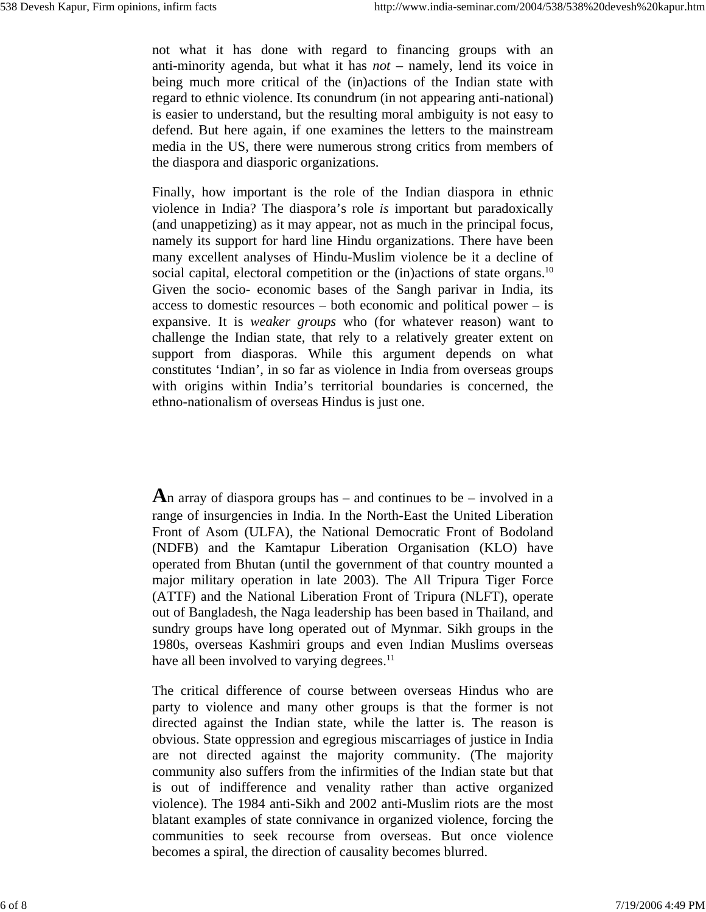not what it has done with regard to financing groups with an anti-minority agenda, but what it has *not* – namely, lend its voice in being much more critical of the (in)actions of the Indian state with regard to ethnic violence. Its conundrum (in not appearing anti-national) is easier to understand, but the resulting moral ambiguity is not easy to defend. But here again, if one examines the letters to the mainstream media in the US, there were numerous strong critics from members of the diaspora and diasporic organizations.

Finally, how important is the role of the Indian diaspora in ethnic violence in India? The diaspora's role *is* important but paradoxically (and unappetizing) as it may appear, not as much in the principal focus, namely its support for hard line Hindu organizations. There have been many excellent analyses of Hindu-Muslim violence be it a decline of social capital, electoral competition or the (in)actions of state organs.[10] Given the socio- economic bases of the Sangh parivar in India, its access to domestic resources – both economic and political power – is expansive. It is *weaker groups* who (for whatever reason) want to challenge the Indian state, that rely to a relatively greater extent on support from diasporas. While this argument depends on what constitutes 'Indian', in so far as violence in India from overseas groups with origins within India's territorial boundaries is concerned, the ethno-nationalism of overseas Hindus is just one.

An array of diaspora groups has – and continues to be – involved in a range of insurgencies in India. In the North-East the United Liberation Front of Asom (ULFA), the National Democratic Front of Bodoland (NDFB) and the Kamtapur Liberation Organisation (KLO) have operated from Bhutan (until the government of that country mounted a major military operation in late 2003). The All Tripura Tiger Force (ATTF) and the National Liberation Front of Tripura (NLFT), operate out of Bangladesh, the Naga leadership has been based in Thailand, and sundry groups have long operated out of Mynmar. Sikh groups in the 1980s, overseas Kashmiri groups and even Indian Muslims overseas have all been involved to varying degrees.[11]

The critical difference of course between overseas Hindus who are party to violence and many other groups is that the former is not directed against the Indian state, while the latter is. The reason is obvious. State oppression and egregious miscarriages of justice in India are not directed against the majority community. (The majority community also suffers from the infirmities of the Indian state but that is out of indifference and venality rather than active organized violence). The 1984 anti-Sikh and 2002 anti-Muslim riots are the most blatant examples of state connivance in organized violence, forcing the communities to seek recourse from overseas. But once violence becomes a spiral, the direction of causality becomes blurred.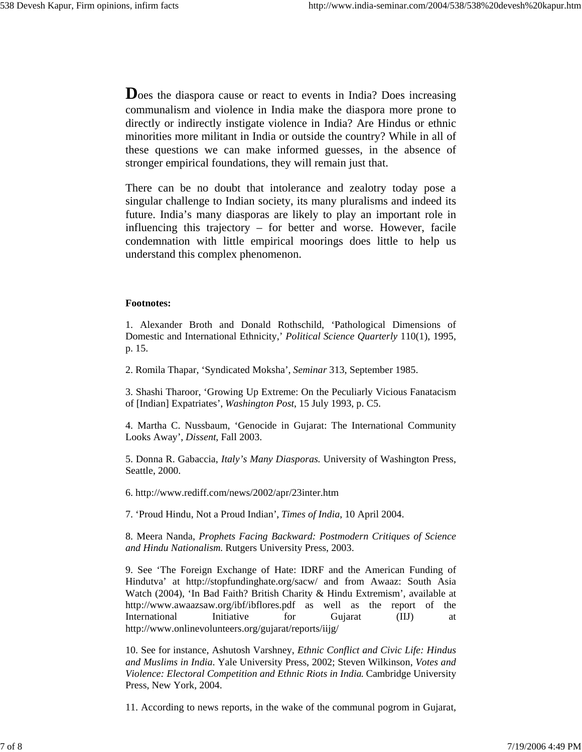**D**oes the diaspora cause or react to events in India? Does increasing communalism and violence in India make the diaspora more prone to directly or indirectly instigate violence in India? Are Hindus or ethnic minorities more militant in India or outside the country? While in all of these questions we can make informed guesses, in the absence of stronger empirical foundations, they will remain just that.

There can be no doubt that intolerance and zealotry today pose a singular challenge to Indian society, its many pluralisms and indeed its future. India's many diasporas are likely to play an important role in influencing this trajectory – for better and worse. However, facile condemnation with little empirical moorings does little to help us understand this complex phenomenon.

**Footnotes:**

1. Alexander Broth and Donald Rothschild, 'Pathological Dimensions of Domestic and International Ethnicity,' *Political Science Quarterly* 110(1), 1995, p. 15.

2. Romila Thapar, 'Syndicated Moksha', *Seminar* 313, September 1985.

3. Shashi Tharoor, 'Growing Up Extreme: On the Peculiarly Vicious Fanatacism of [Indian] Expatriates', *Washington Post*, 15 July 1993, p. C5.

4. Martha C. Nussbaum, 'Genocide in Gujarat: The International Community Looks Away', *Dissent*, Fall 2003.

5. Donna R. Gabaccia, *Italy's Many Diasporas.* University of Washington Press, Seattle, 2000.

6. http://www.rediff.com/news/2002/apr/23inter.htm

7. 'Proud Hindu, Not a Proud Indian', *Times of India*, 10 April 2004.

8. Meera Nanda, *Prophets Facing Backward: Postmodern Critiques of Science and Hindu Nationalism.* Rutgers University Press, 2003.

9. See 'The Foreign Exchange of Hate: IDRF and the American Funding of Hindutva' at http://stopfundinghate.org/sacw/ and from Awaaz: South Asia Watch (2004), 'In Bad Faith? British Charity & Hindu Extremism', available at http://www.awaazsaw.org/ibf/ibflores.pdf as well as the report of the International Initiative for Gujarat (IIJ) at http://www.onlinevolunteers.org/gujarat/reports/iijg/

10. See for instance, Ashutosh Varshney, *Ethnic Conflict and Civic Life: Hindus and Muslims in India*. Yale University Press, 2002; Steven Wilkinson, *Votes and Violence: Electoral Competition and Ethnic Riots in India.* Cambridge University Press, New York, 2004.

11. According to news reports, in the wake of the communal pogrom in Gujarat,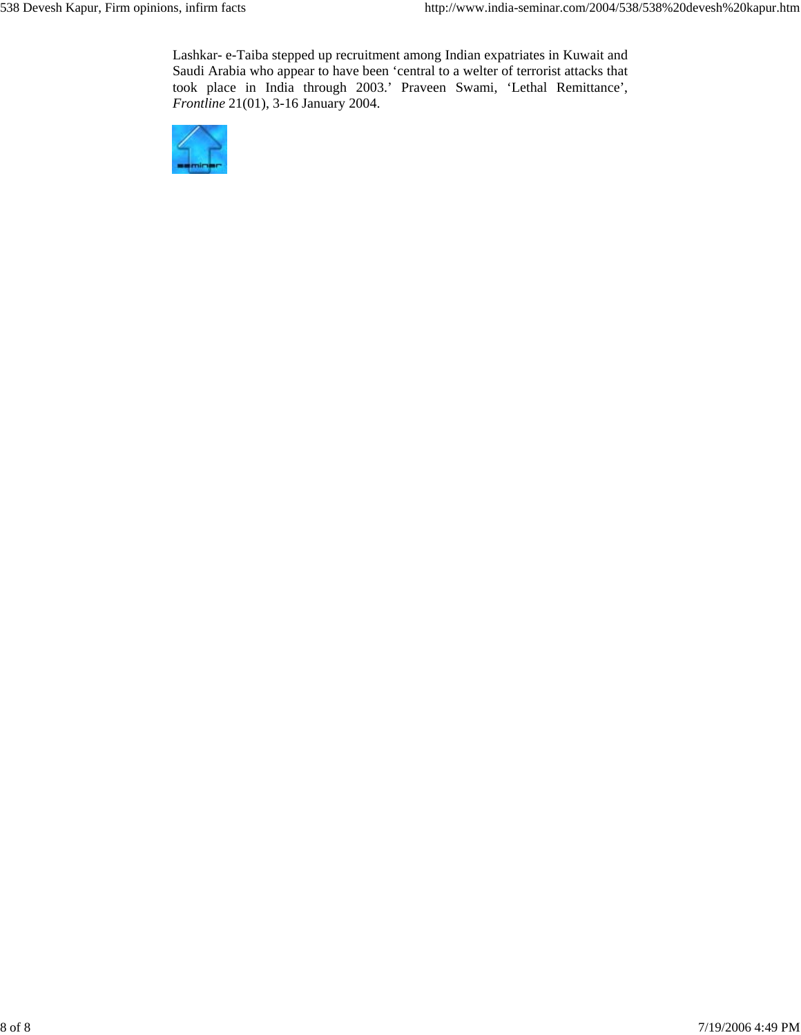Lashkar- e-Taiba stepped up recruitment among Indian expatriates in Kuwait and Saudi Arabia who appear to have been 'central to a welter of terrorist attacks that took place in India through 2003.' Praveen Swami, 'Lethal Remittance', *Frontline* 21(01), 3-16 January 2004.